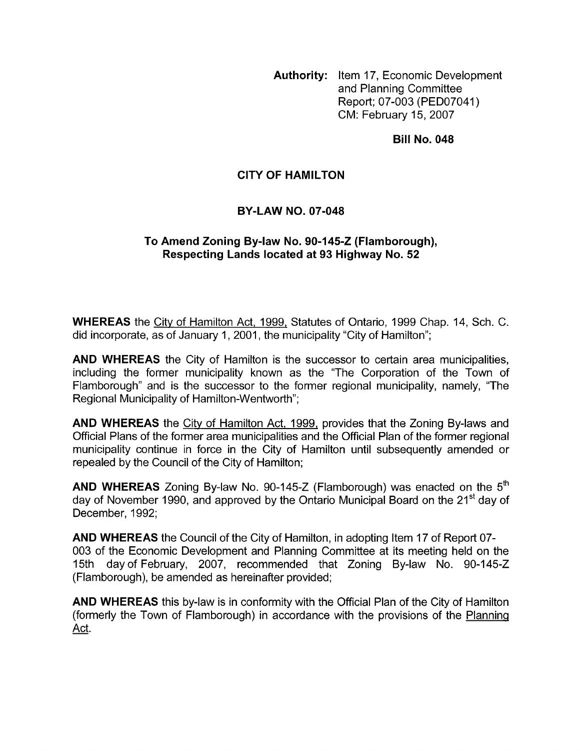**Authority:** Item 17, Economic Development and Planning Committee Report; 07-003 (PED07041)
CM: February 15, 2007

**Bill No. 048**

**CITY OF HAMILTON**

**BY-LAW NO. 07-048**

**To Amend Zoning By-law No. 90-145-Z (Flamborough), Respecting Lands located at 93 Highway No. 52**

**WHEREAS** the City of Hamilton Act, 1999, Statutes of Ontario, 1999 Chap. 14, Sch. C. did incorporate, as of January 1, 2001, the municipality "City of Hamilton";

**AND WHEREAS** the City of Hamilton is the successor to certain area municipalities, including the former municipality known as the "The Corporation of the Town of Flamborough" and is the successor to the former regional municipality, namely, "The Regional Municipality of Hamilton-Wentworth";

**AND WHEREAS** the City of Hamilton Act, 1999, provides that the Zoning By-laws and Official Plans of the former area municipalities and the Official Plan of the former regional municipality continue in force in the City of Hamilton until subsequently amended or repealed by the Council of the City of Hamilton;

**AND WHEREAS** Zoning By-law No. 90-145-Z (Flamborough) was enacted on the 5th day of November 1990, and approved by the Ontario Municipal Board on the 21st day of December, 1992;

**AND WHEREAS** the Council of the City of Hamilton, in adopting Item 17 of Report 07-003 of the Economic Development and Planning Committee at its meeting held on the 15th day of February, 2007, recommended that Zoning By-law No. 90-145-Z (Flamborough), be amended as hereinafter provided;

**AND WHEREAS** this by-law is in conformity with the Official Plan of the City of Hamilton (formerly the Town of Flamborough) in accordance with the provisions of the Planning Act.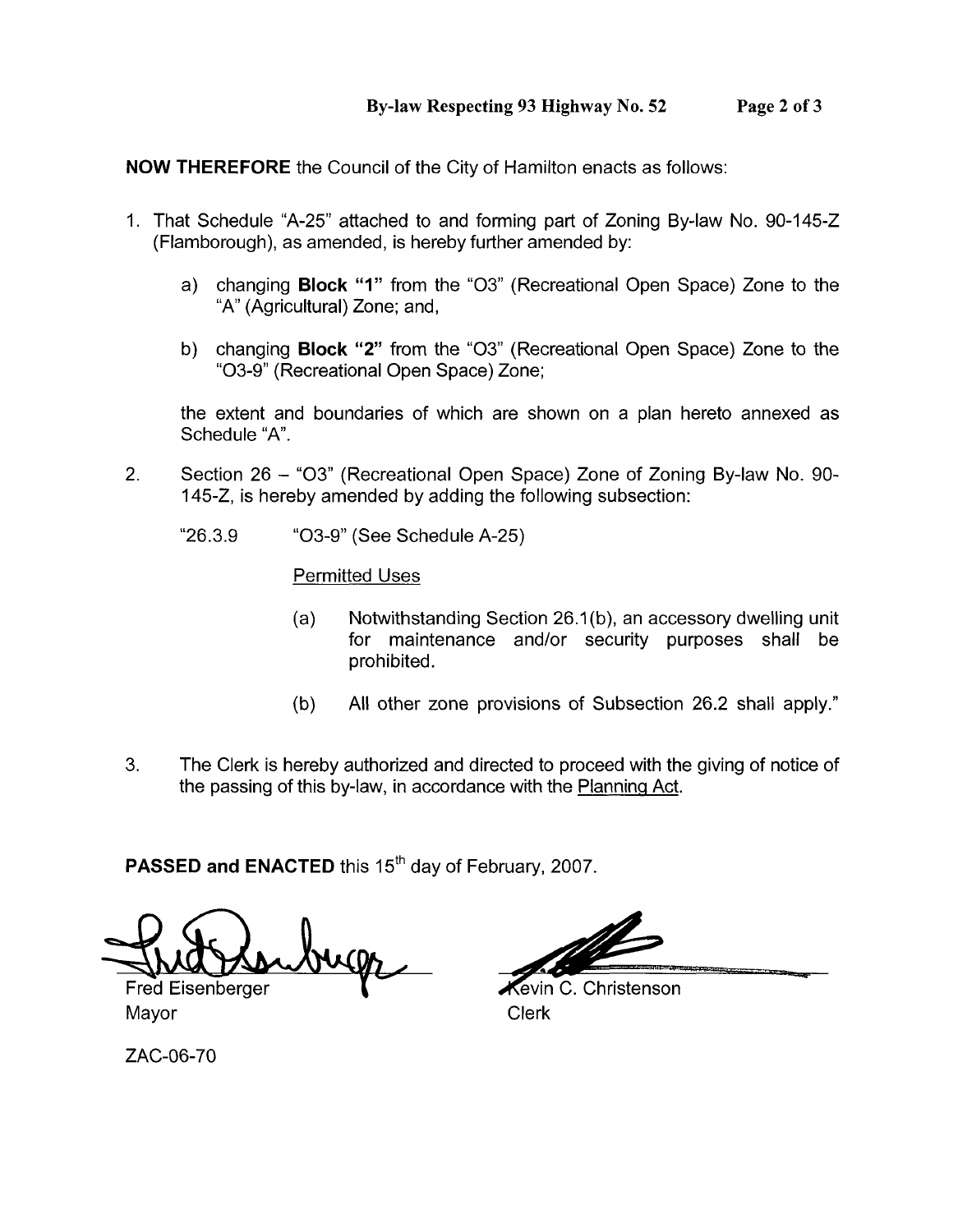**NOW THEREFORE** the Council of the City of Hamilton enacts as follows:

1. That Schedule "A-25" attached to and forming part of Zoning By-law No. 90-145-Z (Flamborough), as amended, is hereby further amended by:

   a) changing **Block "1"** from the "O3" (Recreational Open Space) Zone to the "A" (Agricultural) Zone; and,

   b) changing **Block "2"** from the "O3" (Recreational Open Space) Zone to the "O3-9" (Recreational Open Space) Zone;

   the extent and boundaries of which are shown on a plan hereto annexed as Schedule "A".

2. Section 26 – "O3" (Recreational Open Space) Zone of Zoning By-law No. 90-145-Z, is hereby amended by adding the following subsection:

   "26.3.9 "O3-9" (See Schedule A-25)

   Permitted Uses

   (a) Notwithstanding Section 26.1(b), an accessory dwelling unit for maintenance and/or security purposes shall be prohibited.

   (b) All other zone provisions of Subsection 26.2 shall apply."

3. The Clerk is hereby authorized and directed to proceed with the giving of notice of the passing of this by-law, in accordance with the Planning Act.

**PASSED and ENACTED** this 15th day of February, 2007.

Fred Eisenberger
Mayor

Kevin C. Christenson
Clerk

ZAC-06-70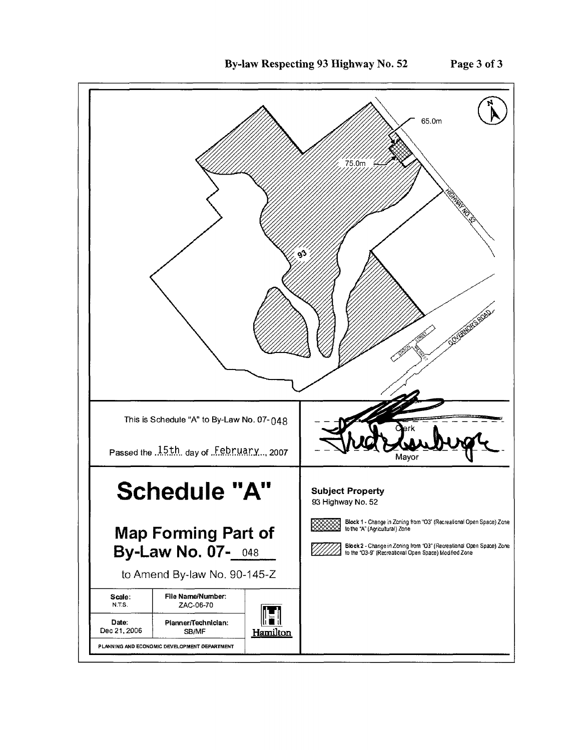65.0m

75.0m

HIGHWAY NO. 52

93

GOVERNOR'S ROAD

STATION STREET

MILL ST.

This is Schedule "A" to By-Law No. 07-048

Passed the 15th day of February, 2007

Clerk

Mayor

# Schedule "A"

## Map Forming Part of By-Law No. 07-048

to Amend By-law No. 90-145-Z

| Scale: N.T.S. | File Name/Number: ZAC-06-70 | Hamilton |
|---|---|---|
| Date: Dec 21, 2006 | Planner/Technician: SB/MF | |

PLANNING AND ECONOMIC DEVELOPMENT DEPARTMENT

**Subject Property**

93 Highway No. 52

Block 1 - Change in Zoning from "O3" (Recreational Open Space) Zone to the "A" (Agricultural) Zone

Block 2 - Change in Zoning from "O3" (Recreational Open Space) Zone to the "O3-9" (Recreational Open Space) Modified Zone